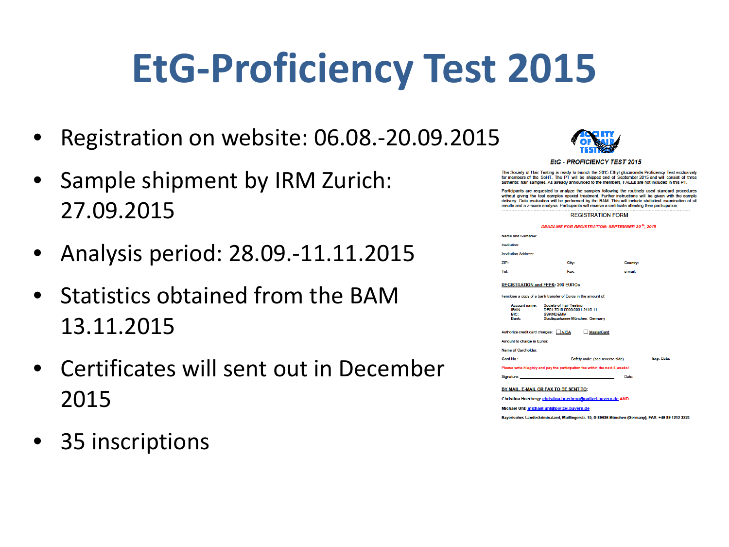# EtG-Proficiency Test 2015

- Registration on website: 06.08.-20.09.2015
- Sample shipment by IRM Zurich: 27.09.2015
- Analysis period: 28.09.-11.11.2015
- Statistics obtained from the BAM 13.11.2015
- Certificates will sent out in December 2015
- 35 inscriptions

SOCIETY OF HAIR TESTING

***EtG - PROFICIENCY TEST 2015***

The Society of Hair Testing is ready to launch the 2015 Ethyl glucuronide Proficiency Test exclusively for members of the SoHT. The PT will be shipped end of September 2015 and will consist of three authentic hair samples. As already announced to the members, FAEEs are not included in this PT.

Participants are requested to analyze the samples following the routinely used standard procedures without giving the test samples special treatment. Further instructions will be given with the sample delivery. Data evaluation will be performed by the BAM. This will include statistical examination of all results and a z-score analysis. Participants will receive a certificate attesting their participation.

REGISTRATION FORM

***DEADLINE FOR REGISTRATION: SEPTEMBER 20th, 2015***

Name and Surname:

Institution:

Institution Address:

ZIP: City: Country:

Tel: Fax: e-mail:

**REGISTRATION and FEES: 200 EUROs**

I enclose a copy of a bank transfer of Euros in the amount of:

Account name: Society of Hair Testing
IBAN: DE51 7015 0000 0031 2410 11
BIC: SSKMDEMM
Bank: Stadtsparkasse München, Germany

Authorize credit card charges: ☐ VISA ☐ MasterCard

Amount to charge in Euros:

Name of Cardholder:

Card No.: Safety code: (see reverse side) Exp. Date:

Please write it legibly and pay the participation fee within the next 4 weeks!

Signature: ______________________ Date:

**BY MAIL, E-MAIL OR FAX TO BE SENT TO:**

Christina Hoerberg: christina.hoerberg@polizei.bayern.de AND

Michael Uhl: michael.uhl@polizei.bayern.de

Bayerisches Landeskriminalamt, Maillingerstr. 15, D-80636 München (Germany), FAX: +49 89 1212 3223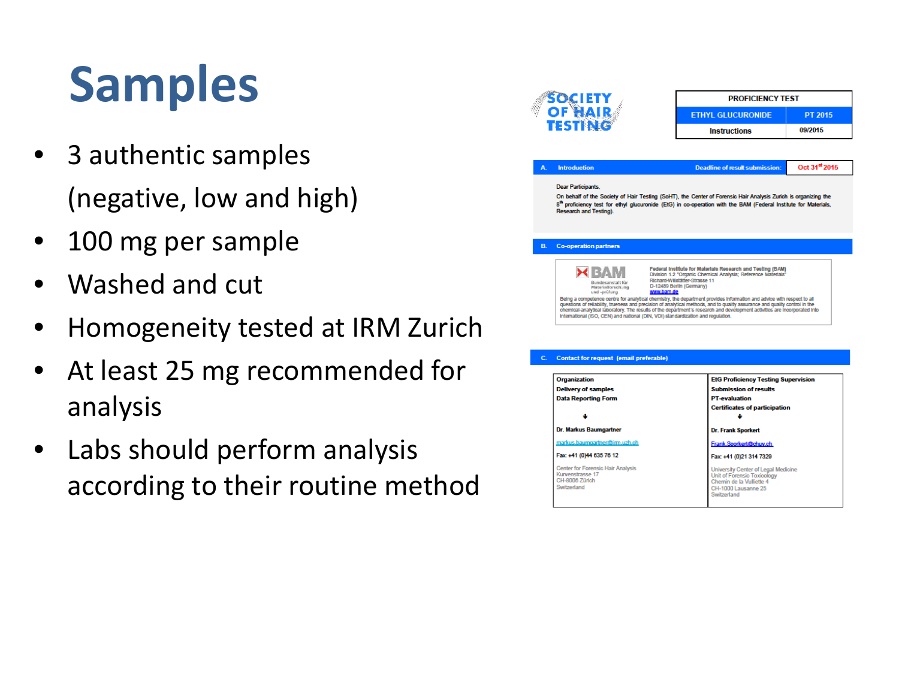# Samples

- 3 authentic samples (negative, low and high)
- 100 mg per sample
- Washed and cut
- Homogeneity tested at IRM Zurich
- At least 25 mg recommended for analysis
- Labs should perform analysis according to their routine method

**SOCIETY OF HAIR TESTING**

| PROFICIENCY TEST | |
|---|---|
| ETHYL GLUCURONIDE | PT 2015 |
| Instructions | 09/2015 |

**A. Introduction** — Deadline of result submission: Oct 31[st] 2015

Dear Participants,

On behalf of the Society of Hair Testing (SoHT), the Center of Forensic Hair Analysis Zurich is organizing the 8[th] proficiency test for ethyl glucuronide (EtG) in co-operation with the BAM (Federal Institute for Materials, Research and Testing).

**B. Co-operation partners**

BAM Bundesanstalt für Materialforschung und -prüfung

Federal Institute for Materials Research and Testing (BAM)
Division 1.2 "Organic Chemical Analysis; Reference Materials"
Richard-Willstätter-Strasse 11
D-12489 Berlin (Germany)
www.bam.de

Being a competence centre for analytical chemistry, the department provides information and advice with respect to all questions of reliability, trueness and precision of analytical methods, and to quality assurance and quality control in the chemical-analytical laboratory. The results of the department's research and development activities are incorporated into international (ISO, CEN) and national (DIN, VDI) standardization and regulation.

**C. Contact for request (email preferable)**

| Organization<br>Delivery of samples<br>Data Reporting Form | EtG Proficiency Testing Supervision<br>Submission of results<br>PT-evaluation<br>Certificates of participation |
|---|---|
| Dr. Markus Baumgartner | Dr. Frank Sporkert |
| markus.baumgartner@irm.uzh.ch | Frank.Sporkert@chuv.ch |
| Fax: +41 (0)44 635 76 12 | Fax: +41 (0)21 314 7329 |
| Center for Forensic Hair Analysis<br>Kurvenstrasse 17<br>CH-8006 Zürich<br>Switzerland | University Center of Legal Medicine<br>Unit of Forensic Toxicology<br>Chemin de la Vulliette 4<br>CH-1000 Lausanne 25<br>Switzerland |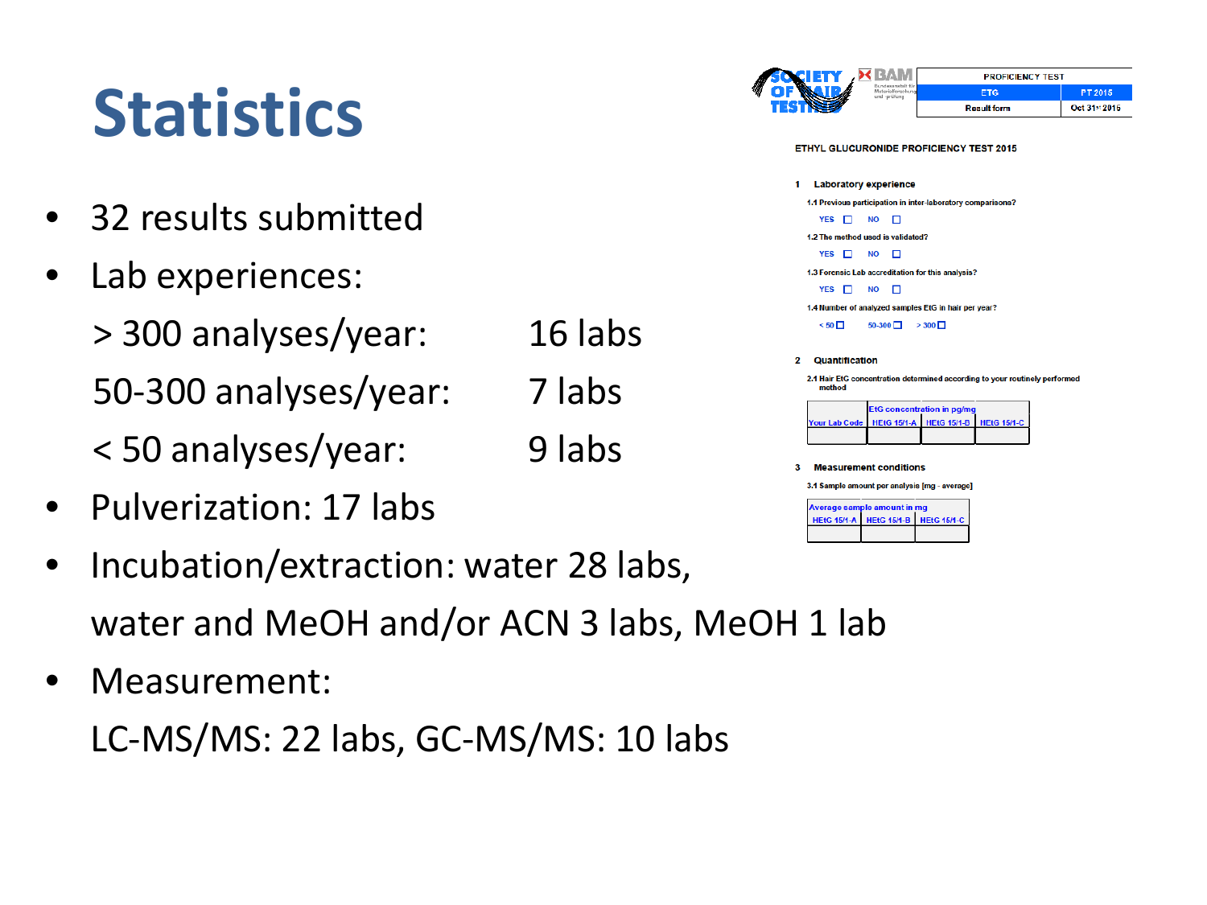# Statistics

- 32 results submitted
- Lab experiences:

  > 300 analyses/year: 16 labs

  50-300 analyses/year: 7 labs

  < 50 analyses/year: 9 labs
- Pulverization: 17 labs
- Incubation/extraction: water 28 labs, water and MeOH and/or ACN 3 labs, MeOH 1 lab
- Measurement:

  LC-MS/MS: 22 labs, GC-MS/MS: 10 labs

SOCIETY OF HAIR TESTING | BAM

| PROFICIENCY TEST | |
|---|---|
| ETG | PT 2015 |
| Result form | Oct 31st 2015 |

ETHYL GLUCURONIDE PROFICIENCY TEST 2015

**1 Laboratory experience**

1.1 Previous participation in inter-laboratory comparisons?

YES ☐ NO ☐

1.2 The method used is validated?

YES ☐ NO ☐

1.3 Forensic Lab accreditation for this analysis?

YES ☐ NO ☐

1.4 Number of analyzed samples EtG in hair per year?

< 50 ☐ 50-300 ☐ > 300 ☐

**2 Quantification**

2.1 Hair EtG concentration determined according to your routinely performed method

| Your Lab Code | EtG concentration in pg/mg HEtG 15/1-A | HEtG 15/1-B | HEtG 15/1-C |
|---|---|---|---|
| | | | |

**3 Measurement conditions**

3.1 Sample amount per analysis [mg - average]

| Average sample amount in mg HEtG 15/1-A | HEtG 15/1-B | HEtG 15/1-C |
|---|---|---|
| | | |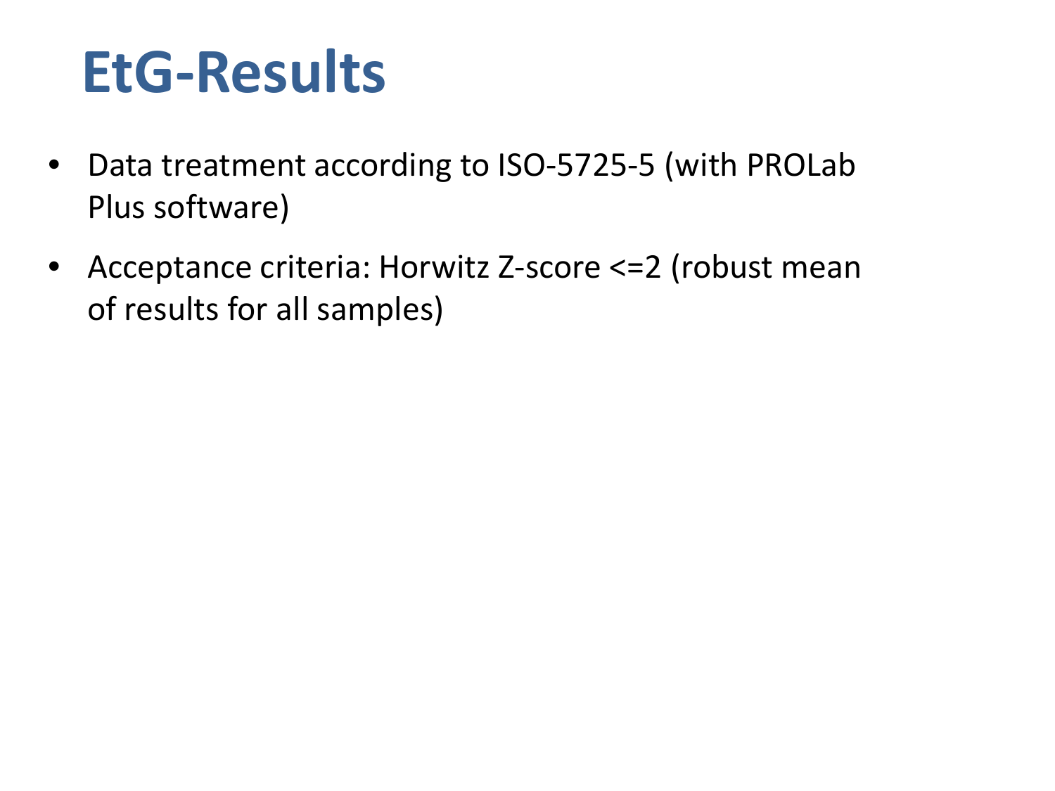# EtG-Results

- Data treatment according to ISO-5725-5 (with PROLab Plus software)
- Acceptance criteria: Horwitz Z-score <=2 (robust mean of results for all samples)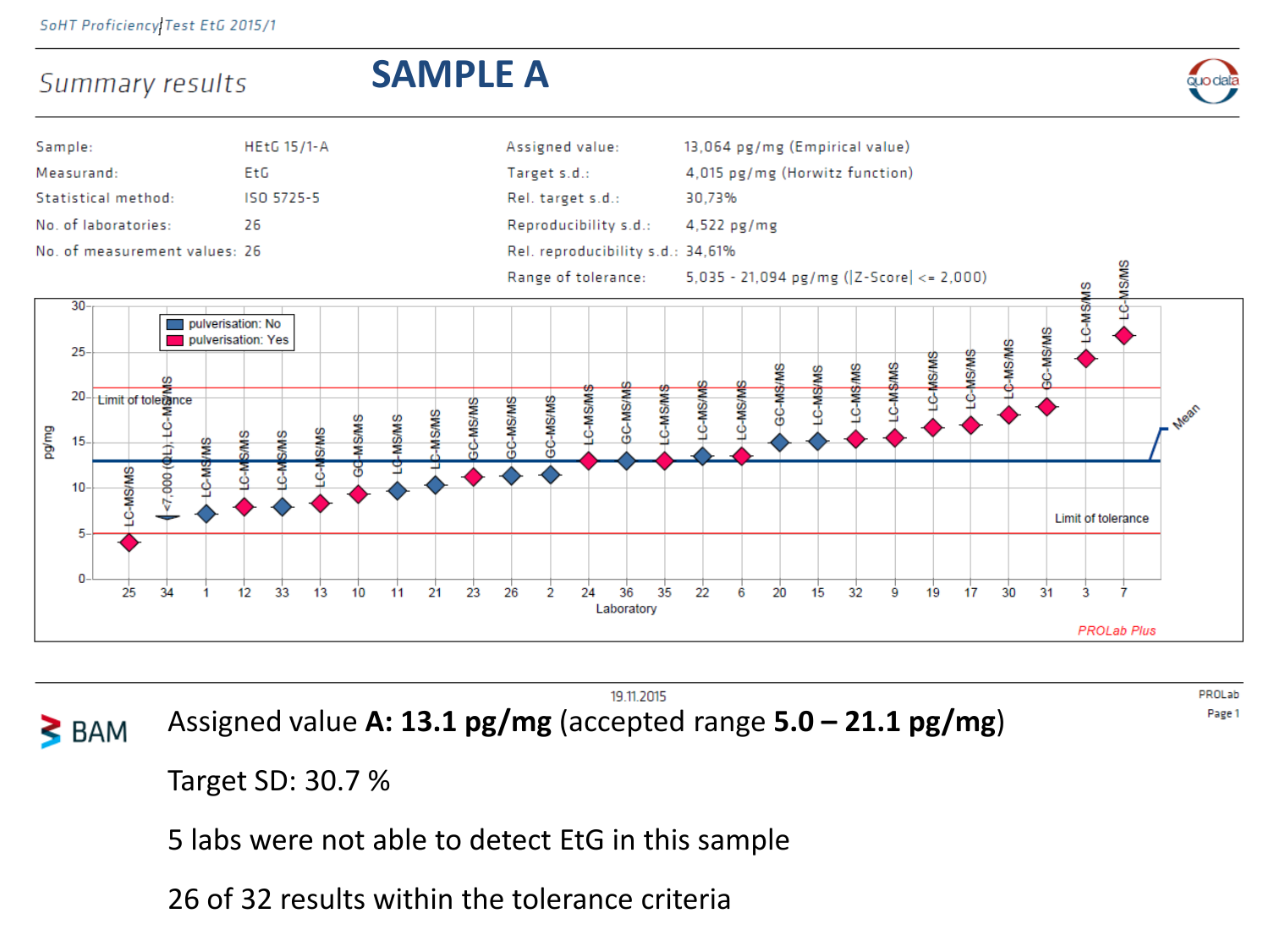## Summary results

# SAMPLE A

| | | | |
|---|---|---|---|
| Sample: | HEtG 15/1-A | Assigned value: | 13,064 pg/mg (Empirical value) |
| Measurand: | EtG | Target s.d.: | 4,015 pg/mg (Horwitz function) |
| Statistical method: | ISO 5725-5 | Rel. target s.d.: | 30,73% |
| No. of laboratories: | 26 | Reproducibility s.d.: | 4,522 pg/mg |
| No. of measurement values: | 26 | Rel. reproducibility s.d.: | 34,61% |
| | | Range of tolerance: | 5,035 - 21,094 pg/mg (\|Z-Score\| <= 2,000) |

Assigned value **A: 13.1 pg/mg** (accepted range **5.0 – 21.1 pg/mg**)

Target SD: 30.7 %

5 labs were not able to detect EtG in this sample

26 of 32 results within the tolerance criteria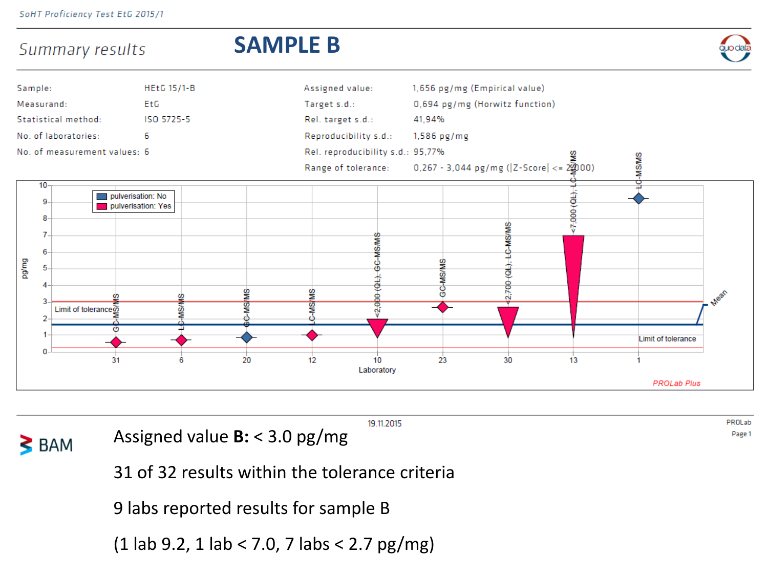# Summary results — SAMPLE B

| | | | |
|---|---|---|---|
| Sample: | HEtG 15/1-B | Assigned value: | 1,656 pg/mg (Empirical value) |
| Measurand: | EtG | Target s.d.: | 0,694 pg/mg (Horwitz function) |
| Statistical method: | ISO 5725-5 | Rel. target s.d.: | 41,94% |
| No. of laboratories: | 6 | Reproducibility s.d.: | 1,586 pg/mg |
| No. of measurement values: | 6 | Rel. reproducibility s.d.: | 95,77% |
| | | Range of tolerance: | 0,267 - 3,044 pg/mg (\|Z-Score\| <= 2,000) |

Assigned value **B:** < 3.0 pg/mg

31 of 32 results within the tolerance criteria

9 labs reported results for sample B

(1 lab 9.2, 1 lab < 7.0, 7 labs < 2.7 pg/mg)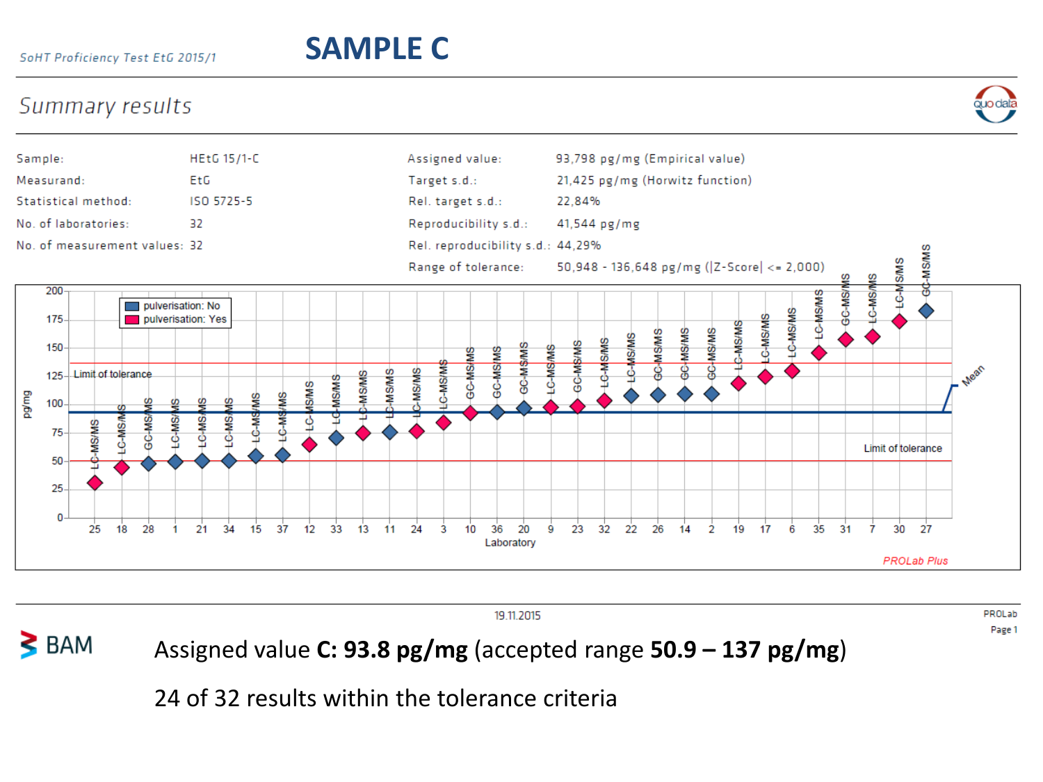SoHT Proficiency Test EtG 2015/1

# SAMPLE C

## Summary results

| | | | |
|---|---|---|---|
| Sample: | HEtG 15/1-C | Assigned value: | 93,798 pg/mg (Empirical value) |
| Measurand: | EtG | Target s.d.: | 21,425 pg/mg (Horwitz function) |
| Statistical method: | ISO 5725-5 | Rel. target s.d.: | 22,84% |
| No. of laboratories: | 32 | Reproducibility s.d.: | 41,544 pg/mg |
| No. of measurement values: | 32 | Rel. reproducibility s.d.: | 44,29% |
| | | Range of tolerance: | 50,948 - 136,648 pg/mg (\|Z-Score\| <= 2,000) |

Legend: pulverisation: No / pulverisation: Yes

Chart labels: pg/mg; Laboratory; Limit of tolerance; Mean; PROLab Plus

Laboratories (in chart order): 25 (LC-MS/MS), 18 (LC-MS/MS), 28 (GC-MS/MS), 1 (LC-MS/MS), 21 (LC-MS/MS), 34 (LC-MS/MS), 15 (LC-MS/MS), 37 (LC-MS/MS), 12 (LC-MS/MS), 33 (LC-MS/MS), 13 (LC-MS/MS), 11 (LC-MS/MS), 24 (LC-MS/MS), 3 (LC-MS/MS), 10 (GC-MS/MS), 36 (GC-MS/MS), 20 (GC-MS/MS), 9 (LC-MS/MS), 23 (GC-MS/MS), 32 (LC-MS/MS), 22 (LC-MS/MS), 26 (GC-MS/MS), 14 (GC-MS/MS), 2 (GC-MS/MS), 19 (LC-MS/MS), 17 (LC-MS/MS), 6 (LC-MS/MS), 35 (LC-MS/MS), 31 (GC-MS/MS), 7 (LC-MS/MS), 30 (LC-MS/MS), 27 (GC-MS/MS)

19.11.2015

PROLab

Assigned value **C: 93.8 pg/mg** (accepted range **50.9 – 137 pg/mg**)

24 of 32 results within the tolerance criteria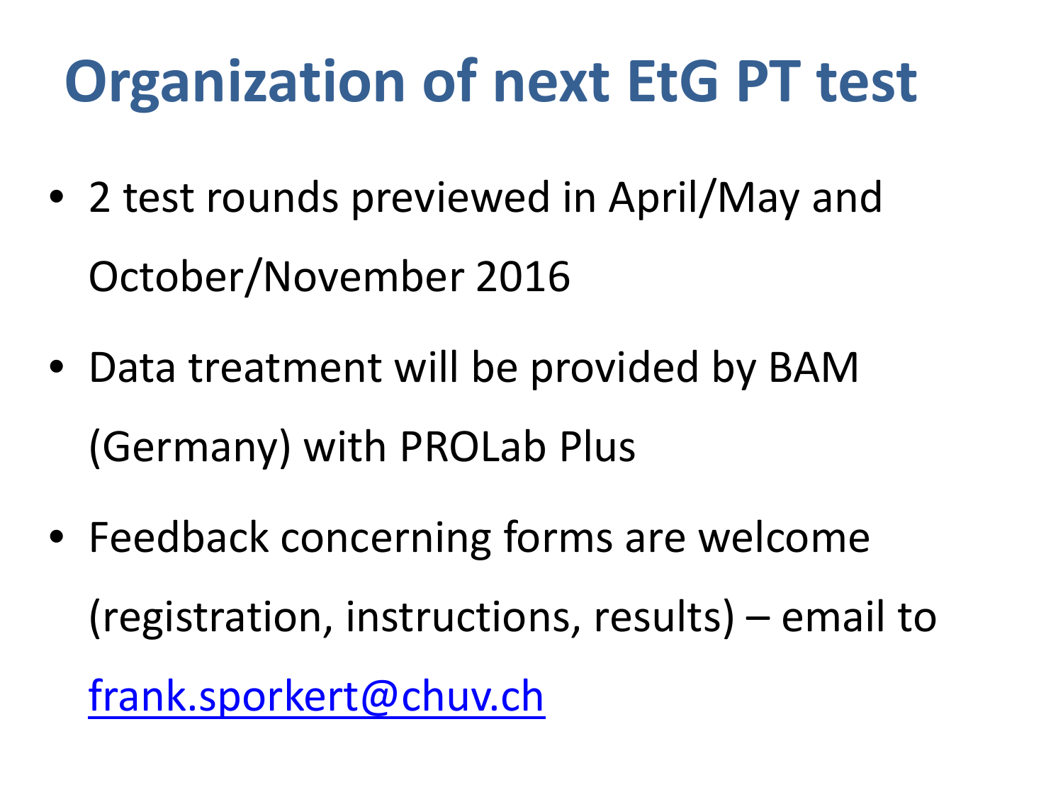# Organization of next EtG PT test

- 2 test rounds previewed in April/May and October/November 2016
- Data treatment will be provided by BAM (Germany) with PROLab Plus
- Feedback concerning forms are welcome (registration, instructions, results) – email to frank.sporkert@chuv.ch